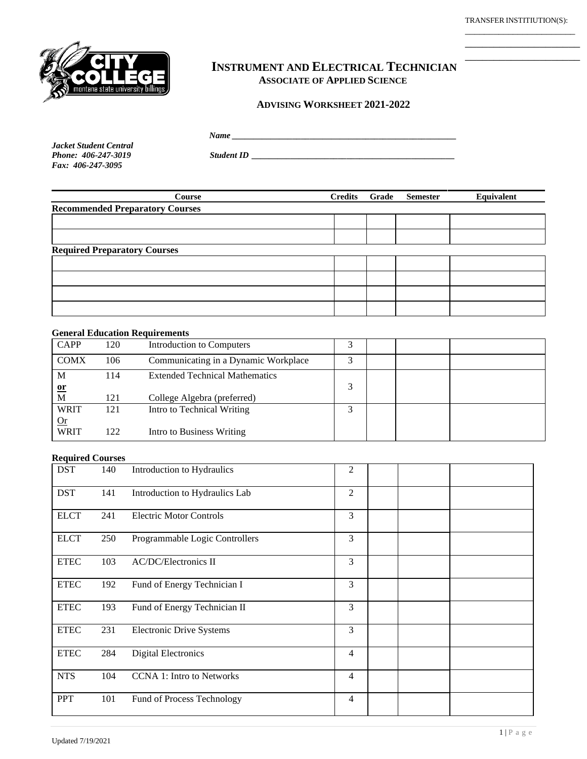TRANSFER INSTITIUTION(S):

\_\_\_\_\_\_\_\_\_\_\_\_\_\_\_\_\_\_\_\_\_\_\_\_\_\_

\_\_\_\_\_\_\_\_\_\_\_\_\_\_\_\_\_\_\_\_\_\_\_\_\_\_

\_\_\_\_\_\_\_\_\_\_\_\_\_\_\_\_\_\_\_\_\_\_\_\_\_\_

# INSTRUMENT AND ELECTRICAL TECHNICIAN
## ASSOCIATE OF APPLIED SCIENCE

### ADVISING WORKSHEET 2021-2022

***Name*** \_\_\_\_\_\_\_\_\_\_\_\_\_\_\_\_\_\_\_\_\_\_\_\_\_\_\_\_\_\_\_\_\_\_\_\_\_\_\_\_\_\_\_\_\_\_\_\_\_\_

***Jacket Student Central***
***Phone: 406-247-3019***
***Fax: 406-247-3095***

***Student ID*** \_\_\_\_\_\_\_\_\_\_\_\_\_\_\_\_\_\_\_\_\_\_\_\_\_\_\_\_\_\_\_\_\_\_\_\_\_\_\_\_\_\_\_\_\_\_

| Course | Credits | Grade | Semester | Equivalent |
|---|---|---|---|---|
| **Recommended Preparatory Courses** | | | | |
| | | | | |
| | | | | |
| **Required Preparatory Courses** | | | | |
| | | | | |
| | | | | |
| | | | | |
| | | | | |

**General Education Requirements**

| | | | Credits | Grade | Semester | Equivalent |
|---|---|---|---|---|---|---|
| CAPP | 120 | Introduction to Computers | 3 | | | |
| COMX | 106 | Communicating in a Dynamic Workplace | 3 | | | |
| M **or** M | 114 / 121 | Extended Technical Mathematics / College Algebra (preferred) | 3 | | | |
| WRIT Or WRIT | 121 / 122 | Intro to Technical Writing / Intro to Business Writing | 3 | | | |

**Required Courses**

| | | | Credits | Grade | Semester | Equivalent |
|---|---|---|---|---|---|---|
| DST | 140 | Introduction to Hydraulics | 2 | | | |
| DST | 141 | Introduction to Hydraulics Lab | 2 | | | |
| ELCT | 241 | Electric Motor Controls | 3 | | | |
| ELCT | 250 | Programmable Logic Controllers | 3 | | | |
| ETEC | 103 | AC/DC/Electronics II | 3 | | | |
| ETEC | 192 | Fund of Energy Technician I | 3 | | | |
| ETEC | 193 | Fund of Energy Technician II | 3 | | | |
| ETEC | 231 | Electronic Drive Systems | 3 | | | |
| ETEC | 284 | Digital Electronics | 4 | | | |
| NTS | 104 | CCNA 1: Intro to Networks | 4 | | | |
| PPT | 101 | Fund of Process Technology | 4 | | | |

Updated 7/19/2021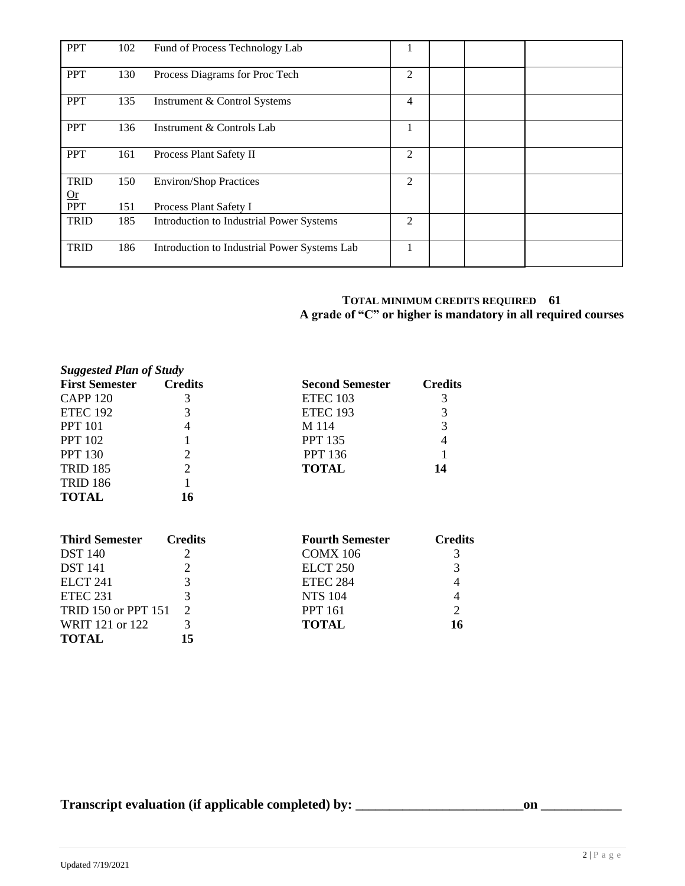| | | | | | | |
|---|---|---|---|---|---|---|
| PPT | 102 | Fund of Process Technology Lab | 1 | | | |
| PPT | 130 | Process Diagrams for Proc Tech | 2 | | | |
| PPT | 135 | Instrument & Control Systems | 4 | | | |
| PPT | 136 | Instrument & Controls Lab | 1 | | | |
| PPT | 161 | Process Plant Safety II | 2 | | | |
| TRID<br>Or<br>PPT | 150<br><br>151 | Environ/Shop Practices<br><br>Process Plant Safety I | 2 | | | |
| TRID | 185 | Introduction to Industrial Power Systems | 2 | | | |
| TRID | 186 | Introduction to Industrial Power Systems Lab | 1 | | | |

**TOTAL MINIMUM CREDITS REQUIRED 61**
**A grade of "C" or higher is mandatory in all required courses**

***Suggested Plan of Study***

| First Semester | Credits |
|---|---|
| CAPP 120 | 3 |
| ETEC 192 | 3 |
| PPT 101 | 4 |
| PPT 102 | 1 |
| PPT 130 | 2 |
| TRID 185 | 2 |
| TRID 186 | 1 |
| **TOTAL** | **16** |

| Second Semester | Credits |
|---|---|
| ETEC 103 | 3 |
| ETEC 193 | 3 |
| M 114 | 3 |
| PPT 135 | 4 |
| PPT 136 | 1 |
| **TOTAL** | **14** |

| Third Semester | Credits |
|---|---|
| DST 140 | 2 |
| DST 141 | 2 |
| ELCT 241 | 3 |
| ETEC 231 | 3 |
| TRID 150 or PPT 151 | 2 |
| WRIT 121 or 122 | 3 |
| **TOTAL** | **15** |

| Fourth Semester | Credits |
|---|---|
| COMX 106 | 3 |
| ELCT 250 | 3 |
| ETEC 284 | 4 |
| NTS 104 | 4 |
| PPT 161 | 2 |
| **TOTAL** | **16** |

**Transcript evaluation (if applicable completed) by: _________________________on ____________**

Updated 7/19/2021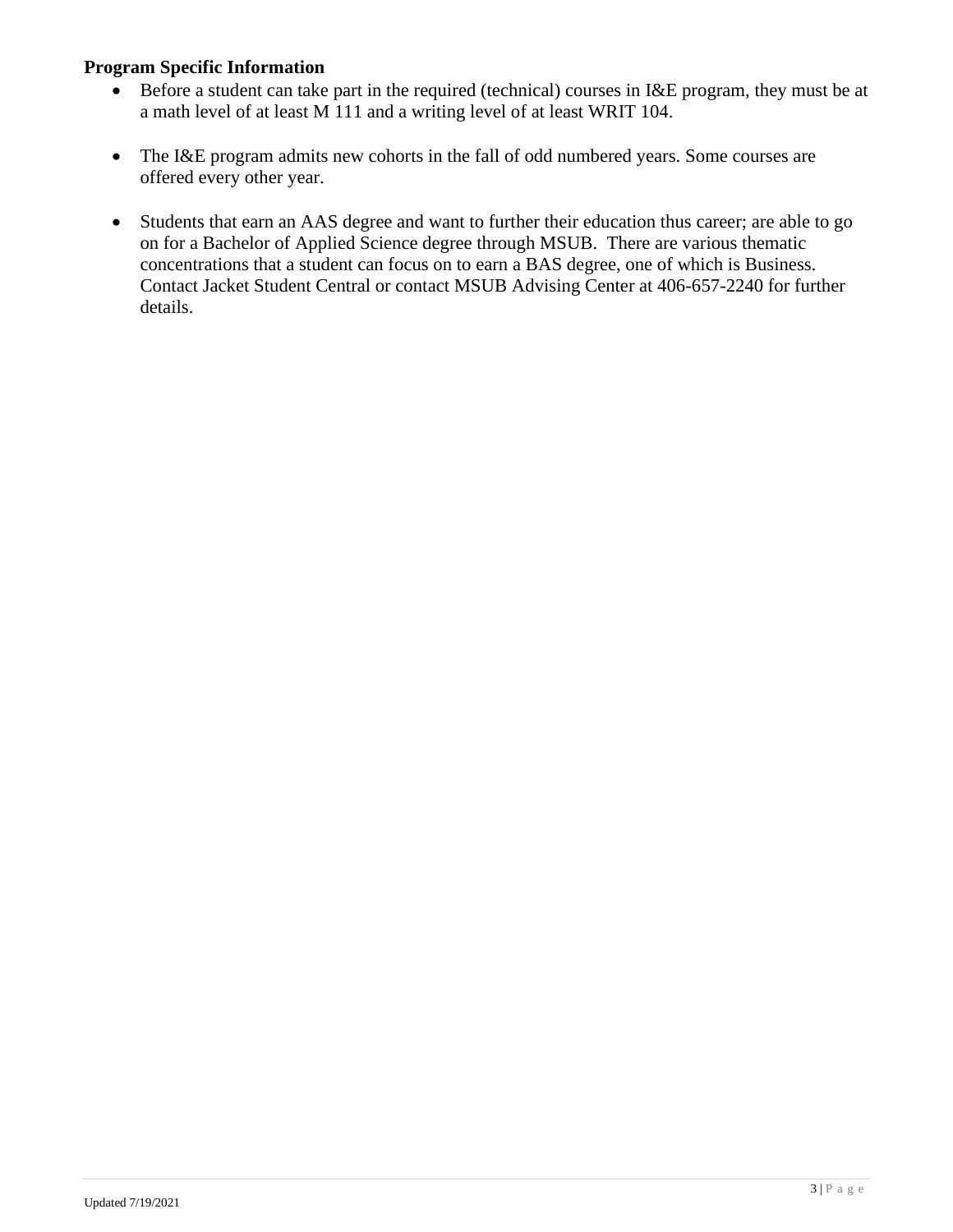**Program Specific Information**

- Before a student can take part in the required (technical) courses in I&E program, they must be at a math level of at least M 111 and a writing level of at least WRIT 104.

- The I&E program admits new cohorts in the fall of odd numbered years. Some courses are offered every other year.

- Students that earn an AAS degree and want to further their education thus career; are able to go on for a Bachelor of Applied Science degree through MSUB. There are various thematic concentrations that a student can focus on to earn a BAS degree, one of which is Business. Contact Jacket Student Central or contact MSUB Advising Center at 406-657-2240 for further details.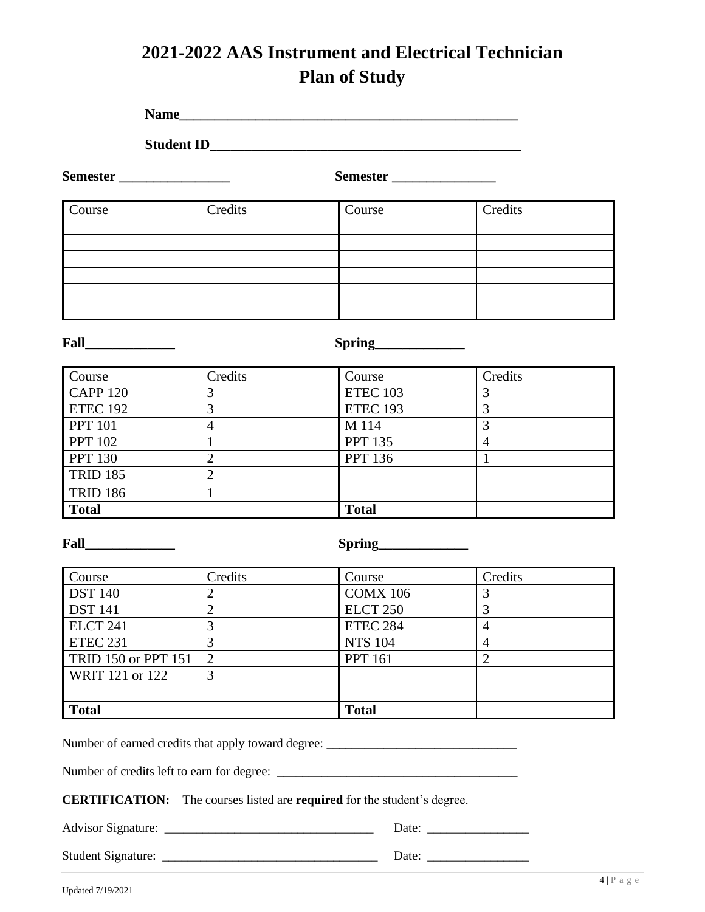# 2021-2022 AAS Instrument and Electrical Technician Plan of Study

**Name**___________________________________________________

**Student ID**______________________________________________

**Semester** ________________ **Semester** _______________

| Course | Credits | Course | Credits |
|---|---|---|---|
| | | | |
| | | | |
| | | | |
| | | | |
| | | | |
| | | | |

**Fall**_____________ **Spring**_____________

| Course | Credits | Course | Credits |
|---|---|---|---|
| CAPP 120 | 3 | ETEC 103 | 3 |
| ETEC 192 | 3 | ETEC 193 | 3 |
| PPT 101 | 4 | M 114 | 3 |
| PPT 102 | 1 | PPT 135 | 4 |
| PPT 130 | 2 | PPT 136 | 1 |
| TRID 185 | 2 | | |
| TRID 186 | 1 | | |
| **Total** | | **Total** | |

**Fall**_____________ **Spring**_____________

| Course | Credits | Course | Credits |
|---|---|---|---|
| DST 140 | 2 | COMX 106 | 3 |
| DST 141 | 2 | ELCT 250 | 3 |
| ELCT 241 | 3 | ETEC 284 | 4 |
| ETEC 231 | 3 | NTS 104 | 4 |
| TRID 150 or PPT 151 | 2 | PPT 161 | 2 |
| WRIT 121 or 122 | 3 | | |
| | | | |
| **Total** | | **Total** | |

Number of earned credits that apply toward degree: ______________________________

Number of credits left to earn for degree: ______________________________________

**CERTIFICATION:** The courses listed are **required** for the student's degree.

Advisor Signature: _________________________________ Date: ________________

Student Signature: __________________________________ Date: ________________

Updated 7/19/2021